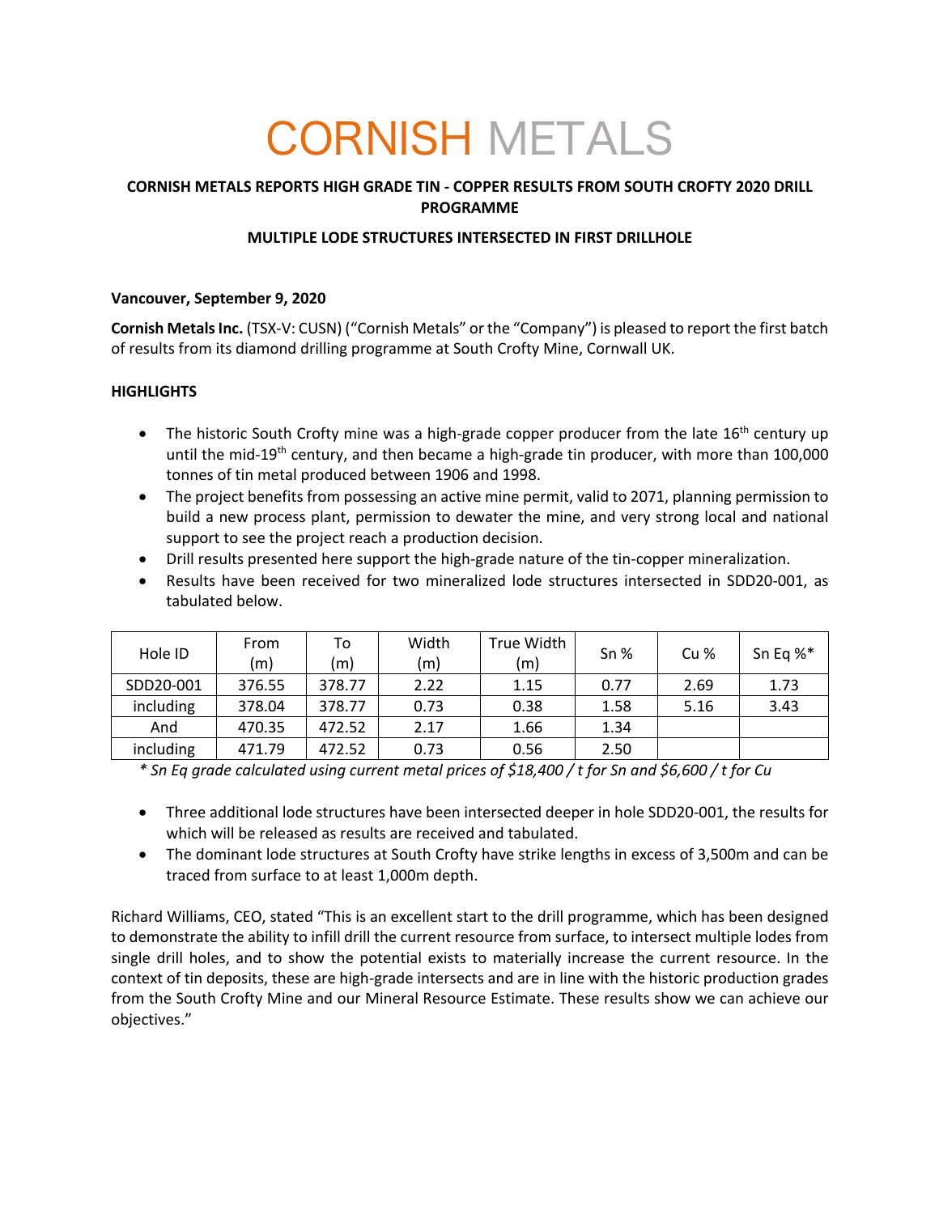# CORNISH METALS

**CORNISH METALS REPORTS HIGH GRADE TIN - COPPER RESULTS FROM SOUTH CROFTY 2020 DRILL PROGRAMME**

**MULTIPLE LODE STRUCTURES INTERSECTED IN FIRST DRILLHOLE**

**Vancouver, September 9, 2020**

**Cornish Metals Inc.** (TSX-V: CUSN) ("Cornish Metals" or the "Company") is pleased to report the first batch of results from its diamond drilling programme at South Crofty Mine, Cornwall UK.

**HIGHLIGHTS**

- The historic South Crofty mine was a high-grade copper producer from the late 16th century up until the mid-19th century, and then became a high-grade tin producer, with more than 100,000 tonnes of tin metal produced between 1906 and 1998.
- The project benefits from possessing an active mine permit, valid to 2071, planning permission to build a new process plant, permission to dewater the mine, and very strong local and national support to see the project reach a production decision.
- Drill results presented here support the high-grade nature of the tin-copper mineralization.
- Results have been received for two mineralized lode structures intersected in SDD20-001, as tabulated below.

| Hole ID | From (m) | To (m) | Width (m) | True Width (m) | Sn % | Cu % | Sn Eq %* |
|---|---|---|---|---|---|---|---|
| SDD20-001 | 376.55 | 378.77 | 2.22 | 1.15 | 0.77 | 2.69 | 1.73 |
| including | 378.04 | 378.77 | 0.73 | 0.38 | 1.58 | 5.16 | 3.43 |
| And | 470.35 | 472.52 | 2.17 | 1.66 | 1.34 | | |
| including | 471.79 | 472.52 | 0.73 | 0.56 | 2.50 | | |

*\* Sn Eq grade calculated using current metal prices of $18,400 / t for Sn and $6,600 / t for Cu*

- Three additional lode structures have been intersected deeper in hole SDD20-001, the results for which will be released as results are received and tabulated.
- The dominant lode structures at South Crofty have strike lengths in excess of 3,500m and can be traced from surface to at least 1,000m depth.

Richard Williams, CEO, stated "This is an excellent start to the drill programme, which has been designed to demonstrate the ability to infill drill the current resource from surface, to intersect multiple lodes from single drill holes, and to show the potential exists to materially increase the current resource. In the context of tin deposits, these are high-grade intersects and are in line with the historic production grades from the South Crofty Mine and our Mineral Resource Estimate. These results show we can achieve our objectives."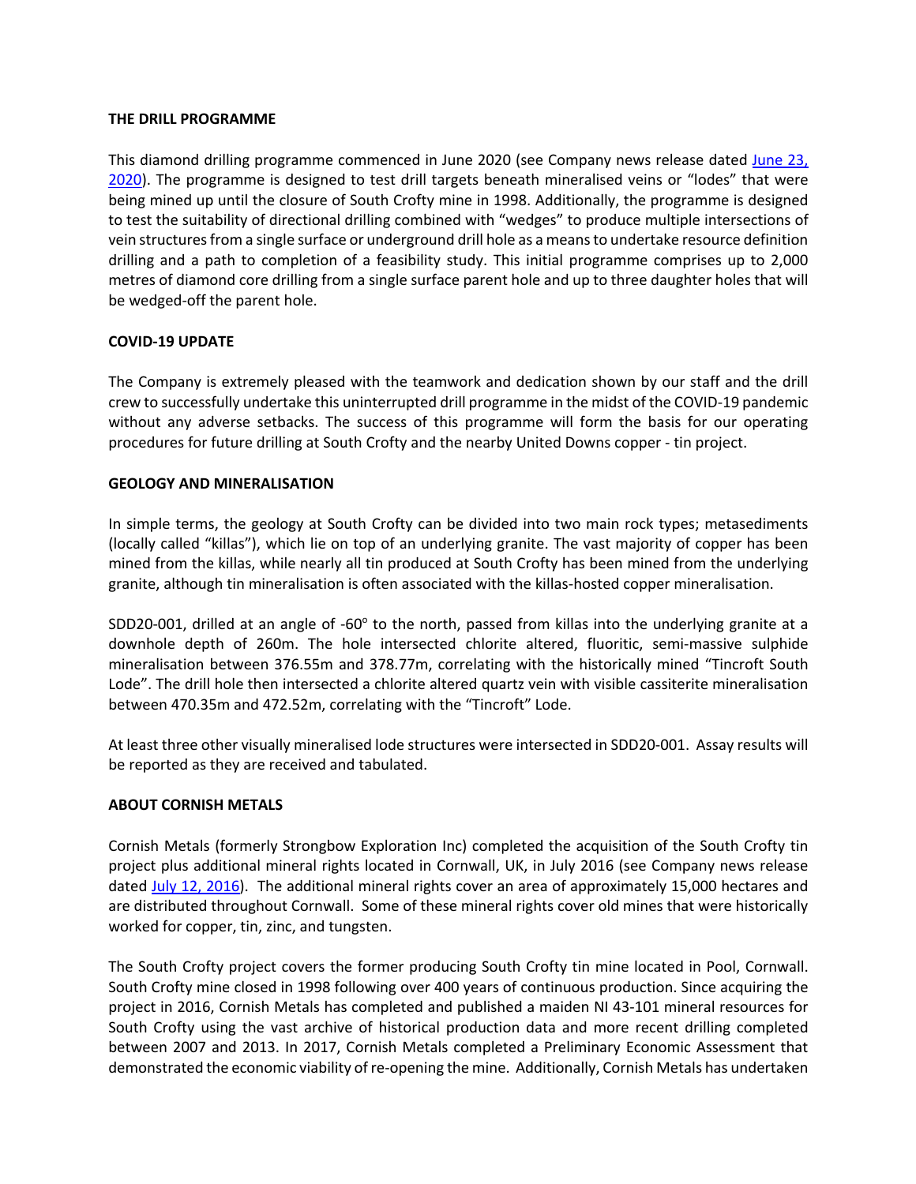## THE DRILL PROGRAMME

This diamond drilling programme commenced in June 2020 (see Company news release dated June 23, 2020). The programme is designed to test drill targets beneath mineralised veins or "lodes" that were being mined up until the closure of South Crofty mine in 1998. Additionally, the programme is designed to test the suitability of directional drilling combined with "wedges" to produce multiple intersections of vein structures from a single surface or underground drill hole as a means to undertake resource definition drilling and a path to completion of a feasibility study. This initial programme comprises up to 2,000 metres of diamond core drilling from a single surface parent hole and up to three daughter holes that will be wedged-off the parent hole.

## COVID-19 UPDATE

The Company is extremely pleased with the teamwork and dedication shown by our staff and the drill crew to successfully undertake this uninterrupted drill programme in the midst of the COVID-19 pandemic without any adverse setbacks. The success of this programme will form the basis for our operating procedures for future drilling at South Crofty and the nearby United Downs copper - tin project.

## GEOLOGY AND MINERALISATION

In simple terms, the geology at South Crofty can be divided into two main rock types; metasediments (locally called "killas"), which lie on top of an underlying granite. The vast majority of copper has been mined from the killas, while nearly all tin produced at South Crofty has been mined from the underlying granite, although tin mineralisation is often associated with the killas-hosted copper mineralisation.

SDD20-001, drilled at an angle of -60° to the north, passed from killas into the underlying granite at a downhole depth of 260m. The hole intersected chlorite altered, fluoritic, semi-massive sulphide mineralisation between 376.55m and 378.77m, correlating with the historically mined "Tincroft South Lode". The drill hole then intersected a chlorite altered quartz vein with visible cassiterite mineralisation between 470.35m and 472.52m, correlating with the "Tincroft" Lode.

At least three other visually mineralised lode structures were intersected in SDD20-001. Assay results will be reported as they are received and tabulated.

## ABOUT CORNISH METALS

Cornish Metals (formerly Strongbow Exploration Inc) completed the acquisition of the South Crofty tin project plus additional mineral rights located in Cornwall, UK, in July 2016 (see Company news release dated July 12, 2016). The additional mineral rights cover an area of approximately 15,000 hectares and are distributed throughout Cornwall. Some of these mineral rights cover old mines that were historically worked for copper, tin, zinc, and tungsten.

The South Crofty project covers the former producing South Crofty tin mine located in Pool, Cornwall. South Crofty mine closed in 1998 following over 400 years of continuous production. Since acquiring the project in 2016, Cornish Metals has completed and published a maiden NI 43-101 mineral resources for South Crofty using the vast archive of historical production data and more recent drilling completed between 2007 and 2013. In 2017, Cornish Metals completed a Preliminary Economic Assessment that demonstrated the economic viability of re-opening the mine. Additionally, Cornish Metals has undertaken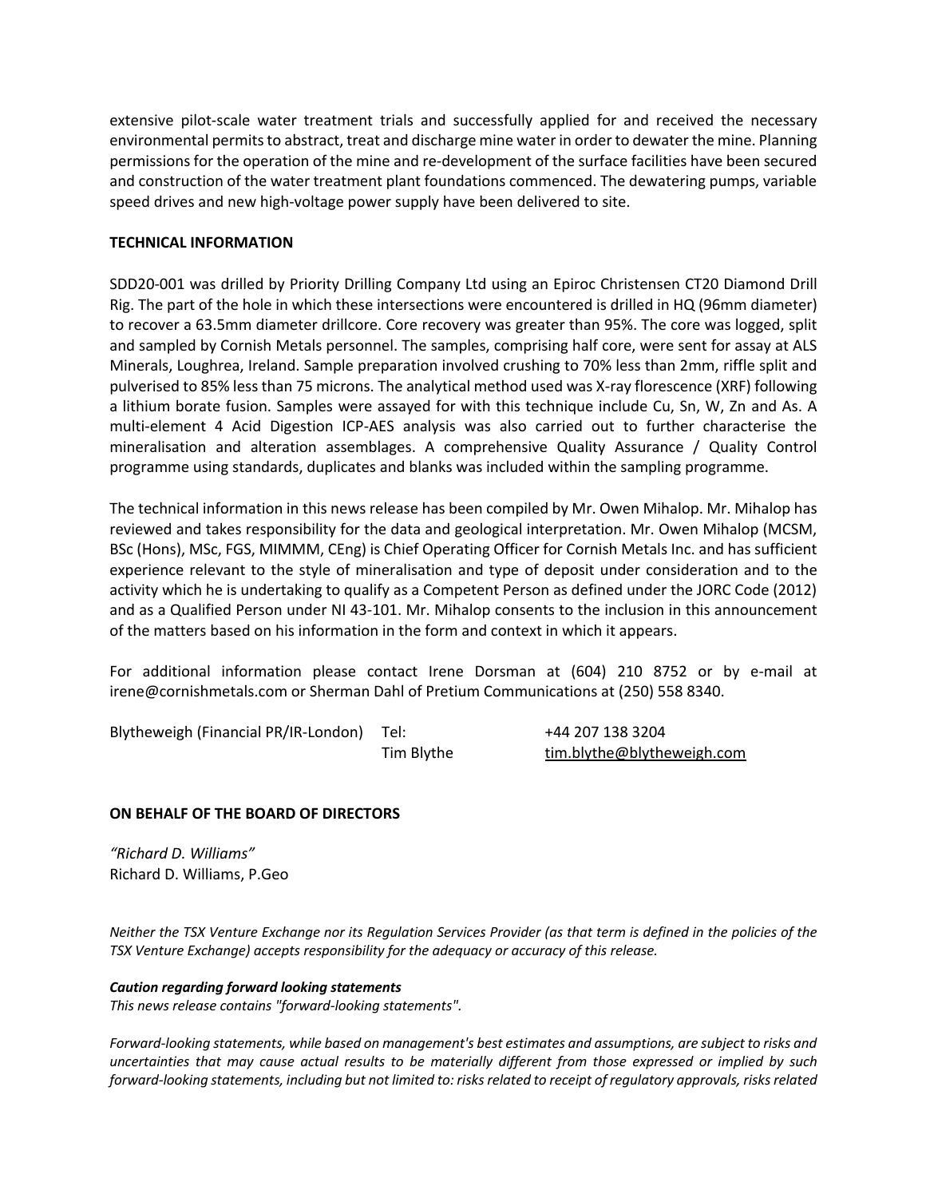extensive pilot-scale water treatment trials and successfully applied for and received the necessary environmental permits to abstract, treat and discharge mine water in order to dewater the mine. Planning permissions for the operation of the mine and re-development of the surface facilities have been secured and construction of the water treatment plant foundations commenced. The dewatering pumps, variable speed drives and new high-voltage power supply have been delivered to site.

**TECHNICAL INFORMATION**

SDD20-001 was drilled by Priority Drilling Company Ltd using an Epiroc Christensen CT20 Diamond Drill Rig. The part of the hole in which these intersections were encountered is drilled in HQ (96mm diameter) to recover a 63.5mm diameter drillcore. Core recovery was greater than 95%. The core was logged, split and sampled by Cornish Metals personnel. The samples, comprising half core, were sent for assay at ALS Minerals, Loughrea, Ireland. Sample preparation involved crushing to 70% less than 2mm, riffle split and pulverised to 85% less than 75 microns. The analytical method used was X-ray florescence (XRF) following a lithium borate fusion. Samples were assayed for with this technique include Cu, Sn, W, Zn and As. A multi-element 4 Acid Digestion ICP-AES analysis was also carried out to further characterise the mineralisation and alteration assemblages. A comprehensive Quality Assurance / Quality Control programme using standards, duplicates and blanks was included within the sampling programme.

The technical information in this news release has been compiled by Mr. Owen Mihalop. Mr. Mihalop has reviewed and takes responsibility for the data and geological interpretation. Mr. Owen Mihalop (MCSM, BSc (Hons), MSc, FGS, MIMMM, CEng) is Chief Operating Officer for Cornish Metals Inc. and has sufficient experience relevant to the style of mineralisation and type of deposit under consideration and to the activity which he is undertaking to qualify as a Competent Person as defined under the JORC Code (2012) and as a Qualified Person under NI 43-101. Mr. Mihalop consents to the inclusion in this announcement of the matters based on his information in the form and context in which it appears.

For additional information please contact Irene Dorsman at (604) 210 8752 or by e-mail at irene@cornishmetals.com or Sherman Dahl of Pretium Communications at (250) 558 8340.

| Blytheweigh (Financial PR/IR-London) | Tel: | +44 207 138 3204 |
|---|---|---|
| | Tim Blythe | tim.blythe@blytheweigh.com |

**ON BEHALF OF THE BOARD OF DIRECTORS**

*"Richard D. Williams"*
Richard D. Williams, P.Geo

*Neither the TSX Venture Exchange nor its Regulation Services Provider (as that term is defined in the policies of the TSX Venture Exchange) accepts responsibility for the adequacy or accuracy of this release.*

***Caution regarding forward looking statements***
*This news release contains "forward-looking statements".*

*Forward-looking statements, while based on management's best estimates and assumptions, are subject to risks and uncertainties that may cause actual results to be materially different from those expressed or implied by such forward-looking statements, including but not limited to: risks related to receipt of regulatory approvals, risks related*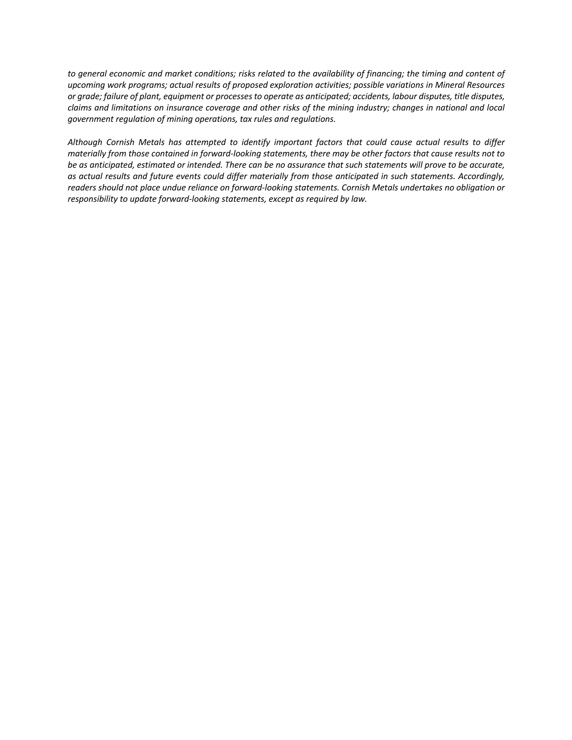*to general economic and market conditions; risks related to the availability of financing; the timing and content of upcoming work programs; actual results of proposed exploration activities; possible variations in Mineral Resources or grade; failure of plant, equipment or processes to operate as anticipated; accidents, labour disputes, title disputes, claims and limitations on insurance coverage and other risks of the mining industry; changes in national and local government regulation of mining operations, tax rules and regulations.*

*Although Cornish Metals has attempted to identify important factors that could cause actual results to differ materially from those contained in forward-looking statements, there may be other factors that cause results not to be as anticipated, estimated or intended. There can be no assurance that such statements will prove to be accurate, as actual results and future events could differ materially from those anticipated in such statements. Accordingly, readers should not place undue reliance on forward-looking statements. Cornish Metals undertakes no obligation or responsibility to update forward-looking statements, except as required by law.*